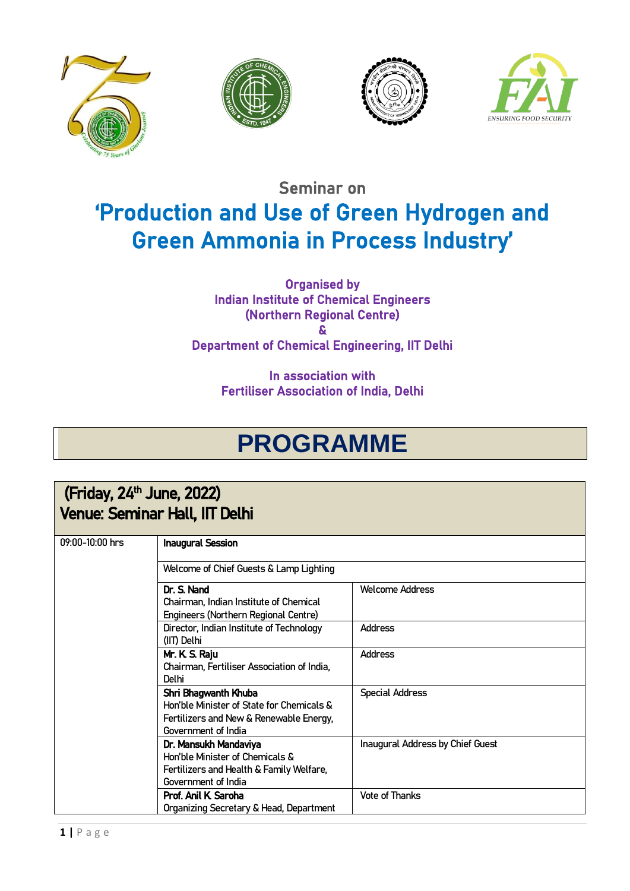Seminar on

# 'Production and Use of Green Hydrogen and Green Ammonia in Process Industry'

**Organised by**
**Indian Institute of Chemical Engineers**
**(Northern Regional Centre)**
**&**
**Department of Chemical Engineering, IIT Delhi**

**In association with**
**Fertiliser Association of India, Delhi**

## PROGRAMME

**(Friday, 24th June, 2022)**
**Venue: Seminar Hall, IIT Delhi**

| | | |
|---|---|---|
| 09:00-10:00 hrs | **Inaugural Session** | |
| | Welcome of Chief Guests & Lamp Lighting | |
| | **Dr. S. Nand**<br>Chairman, Indian Institute of Chemical Engineers (Northern Regional Centre) | Welcome Address |
| | Director, Indian Institute of Technology (IIT) Delhi | Address |
| | **Mr. K. S. Raju**<br>Chairman, Fertiliser Association of India, Delhi | Address |
| | **Shri Bhagwanth Khuba**<br>Hon'ble Minister of State for Chemicals & Fertilizers and New & Renewable Energy, Government of India | Special Address |
| | **Dr. Mansukh Mandaviya**<br>Hon'ble Minister of Chemicals & Fertilizers and Health & Family Welfare, Government of India | Inaugural Address by Chief Guest |
| | **Prof. Anil K. Saroha**<br>Organizing Secretary & Head, Department | Vote of Thanks |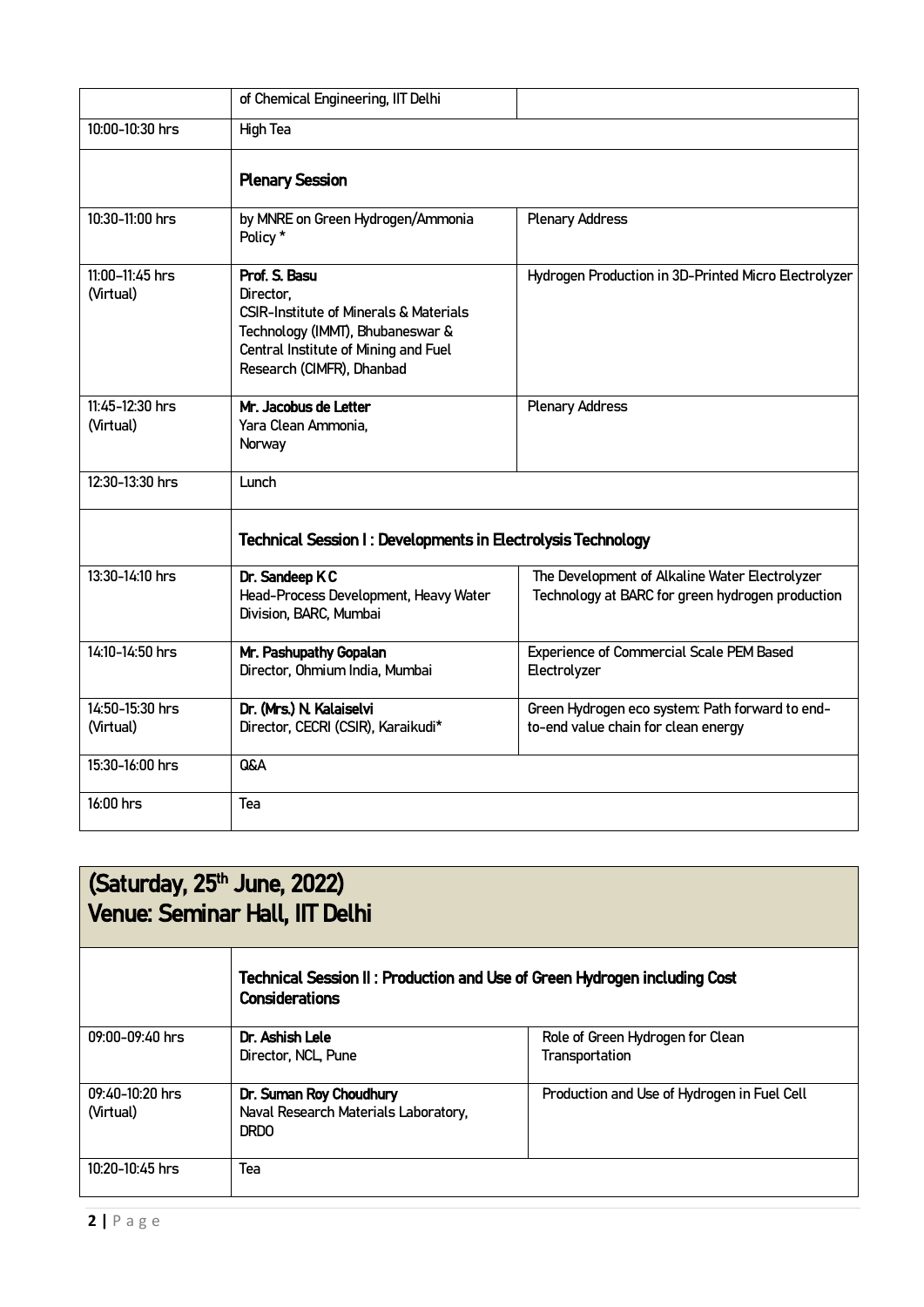| | | |
|---|---|---|
| | of Chemical Engineering, IIT Delhi | |
| 10:00-10:30 hrs | High Tea | |
| | **Plenary Session** | |
| 10:30-11:00 hrs | by MNRE on Green Hydrogen/Ammonia Policy * | Plenary Address |
| 11:00-11:45 hrs (Virtual) | **Prof. S. Basu** Director, CSIR-Institute of Minerals & Materials Technology (IMMT), Bhubaneswar & Central Institute of Mining and Fuel Research (CIMFR), Dhanbad | Hydrogen Production in 3D-Printed Micro Electrolyzer |
| 11:45-12:30 hrs (Virtual) | **Mr. Jacobus de Letter** Yara Clean Ammonia, Norway | Plenary Address |
| 12:30-13:30 hrs | Lunch | |
| | **Technical Session I : Developments in Electrolysis Technology** | |
| 13:30-14:10 hrs | **Dr. Sandeep K C** Head-Process Development, Heavy Water Division, BARC, Mumbai | The Development of Alkaline Water Electrolyzer Technology at BARC for green hydrogen production |
| 14:10-14:50 hrs | **Mr. Pashupathy Gopalan** Director, Ohmium India, Mumbai | Experience of Commercial Scale PEM Based Electrolyzer |
| 14:50-15:30 hrs (Virtual) | **Dr. (Mrs.) N. Kalaiselvi** Director, CECRI (CSIR), Karaikudi* | Green Hydrogen eco system: Path forward to end-to-end value chain for clean energy |
| 15:30-16:00 hrs | Q&A | |
| 16:00 hrs | Tea | |

## (Saturday, 25th June, 2022)
## Venue: Seminar Hall, IIT Delhi

| | | |
|---|---|---|
| | **Technical Session II : Production and Use of Green Hydrogen including Cost Considerations** | |
| 09:00-09:40 hrs | **Dr. Ashish Lele** Director, NCL, Pune | Role of Green Hydrogen for Clean Transportation |
| 09:40-10:20 hrs (Virtual) | **Dr. Suman Roy Choudhury** Naval Research Materials Laboratory, DRDO | Production and Use of Hydrogen in Fuel Cell |
| 10:20-10:45 hrs | Tea | |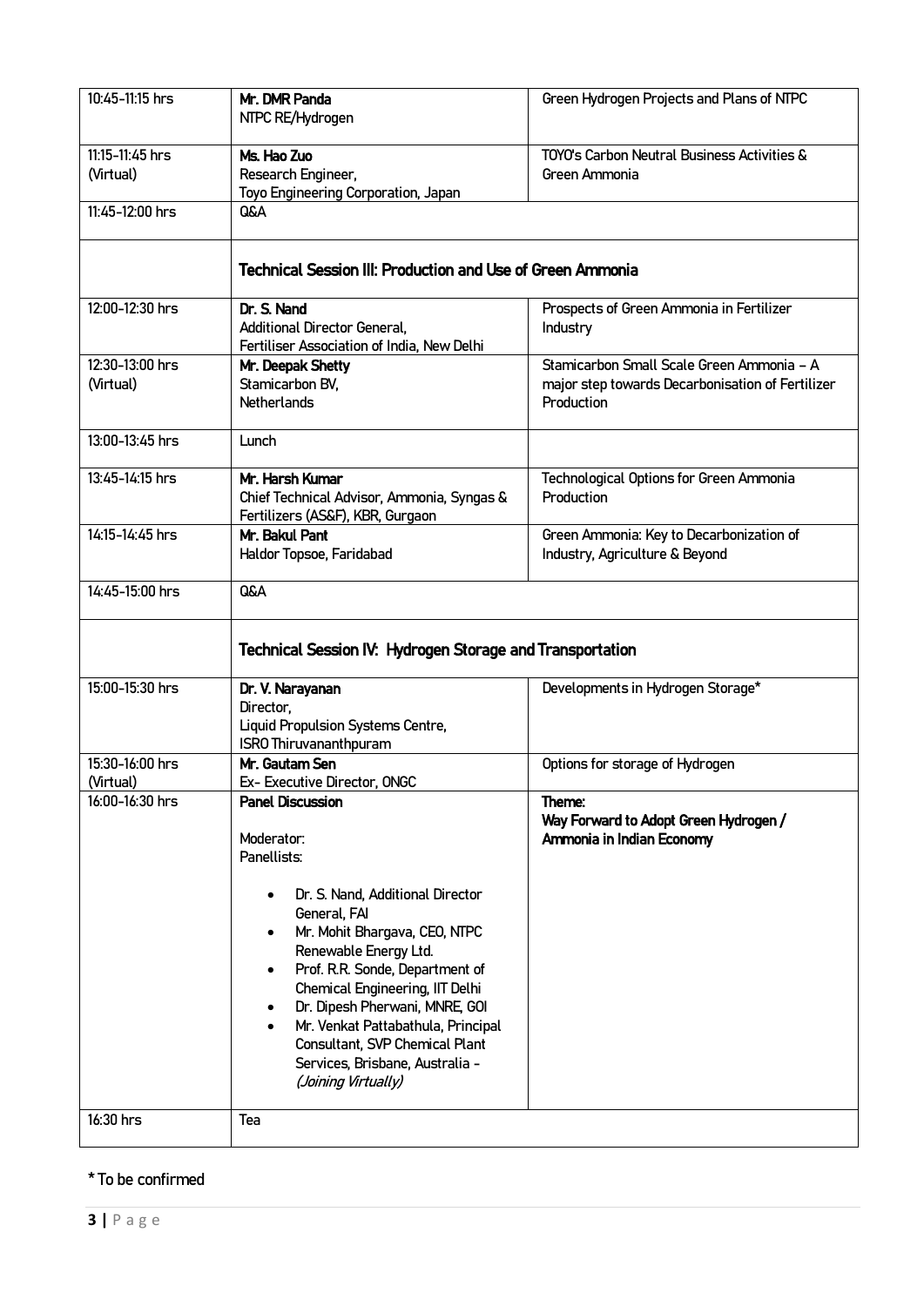| | | |
|---|---|---|
| 10:45-11:15 hrs | **Mr. DMR Panda**<br>NTPC RE/Hydrogen | Green Hydrogen Projects and Plans of NTPC |
| 11:15-11:45 hrs<br>(Virtual) | **Ms. Hao Zuo**<br>Research Engineer,<br>Toyo Engineering Corporation, Japan | TOYO's Carbon Neutral Business Activities & Green Ammonia |
| 11:45-12:00 hrs | Q&A | |
| | **Technical Session III: Production and Use of Green Ammonia** | |
| 12:00-12:30 hrs | **Dr. S. Nand**<br>Additional Director General,<br>Fertiliser Association of India, New Delhi | Prospects of Green Ammonia in Fertilizer Industry |
| 12:30-13:00 hrs<br>(Virtual) | **Mr. Deepak Shetty**<br>Stamicarbon BV,<br>Netherlands | Stamicarbon Small Scale Green Ammonia – A major step towards Decarbonisation of Fertilizer Production |
| 13:00-13:45 hrs | Lunch | |
| 13:45-14:15 hrs | **Mr. Harsh Kumar**<br>Chief Technical Advisor, Ammonia, Syngas & Fertilizers (AS&F), KBR, Gurgaon | Technological Options for Green Ammonia Production |
| 14:15-14:45 hrs | **Mr. Bakul Pant**<br>Haldor Topsoe, Faridabad | Green Ammonia: Key to Decarbonization of Industry, Agriculture & Beyond |
| 14:45-15:00 hrs | Q&A | |
| | **Technical Session IV: Hydrogen Storage and Transportation** | |
| 15:00-15:30 hrs | **Dr. V. Narayanan**<br>Director,<br>Liquid Propulsion Systems Centre,<br>ISRO Thiruvananthpuram | Developments in Hydrogen Storage* |
| 15:30-16:00 hrs<br>(Virtual) | **Mr. Gautam Sen**<br>Ex- Executive Director, ONGC | Options for storage of Hydrogen |
| 16:00-16:30 hrs | **Panel Discussion**<br><br>Moderator:<br>Panellists:<br><br>• Dr. S. Nand, Additional Director General, FAI<br>• Mr. Mohit Bhargava, CEO, NTPC Renewable Energy Ltd.<br>• Prof. R.R. Sonde, Department of Chemical Engineering, IIT Delhi<br>• Dr. Dipesh Pherwani, MNRE, GOI<br>• Mr. Venkat Pattabathula, Principal Consultant, SVP Chemical Plant Services, Brisbane, Australia - *(Joining Virtually)* | **Theme:**<br>**Way Forward to Adopt Green Hydrogen / Ammonia in Indian Economy** |
| 16:30 hrs | Tea | |

\* To be confirmed